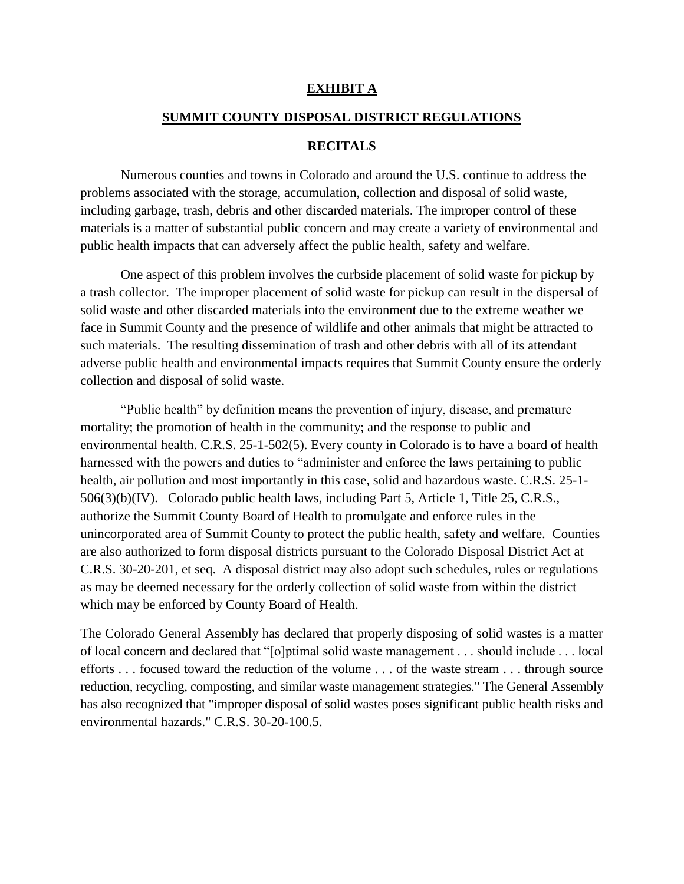# EXHIBIT A

## SUMMIT COUNTY DISPOSAL DISTRICT REGULATIONS

### RECITALS

Numerous counties and towns in Colorado and around the U.S. continue to address the problems associated with the storage, accumulation, collection and disposal of solid waste, including garbage, trash, debris and other discarded materials. The improper control of these materials is a matter of substantial public concern and may create a variety of environmental and public health impacts that can adversely affect the public health, safety and welfare.

One aspect of this problem involves the curbside placement of solid waste for pickup by a trash collector. The improper placement of solid waste for pickup can result in the dispersal of solid waste and other discarded materials into the environment due to the extreme weather we face in Summit County and the presence of wildlife and other animals that might be attracted to such materials. The resulting dissemination of trash and other debris with all of its attendant adverse public health and environmental impacts requires that Summit County ensure the orderly collection and disposal of solid waste.

"Public health" by definition means the prevention of injury, disease, and premature mortality; the promotion of health in the community; and the response to public and environmental health. C.R.S. 25-1-502(5). Every county in Colorado is to have a board of health harnessed with the powers and duties to "administer and enforce the laws pertaining to public health, air pollution and most importantly in this case, solid and hazardous waste. C.R.S. 25-1-506(3)(b)(IV). Colorado public health laws, including Part 5, Article 1, Title 25, C.R.S., authorize the Summit County Board of Health to promulgate and enforce rules in the unincorporated area of Summit County to protect the public health, safety and welfare. Counties are also authorized to form disposal districts pursuant to the Colorado Disposal District Act at C.R.S. 30-20-201, et seq. A disposal district may also adopt such schedules, rules or regulations as may be deemed necessary for the orderly collection of solid waste from within the district which may be enforced by County Board of Health.

The Colorado General Assembly has declared that properly disposing of solid wastes is a matter of local concern and declared that "[o]ptimal solid waste management . . . should include . . . local efforts . . . focused toward the reduction of the volume . . . of the waste stream . . . through source reduction, recycling, composting, and similar waste management strategies." The General Assembly has also recognized that "improper disposal of solid wastes poses significant public health risks and environmental hazards." C.R.S. 30-20-100.5.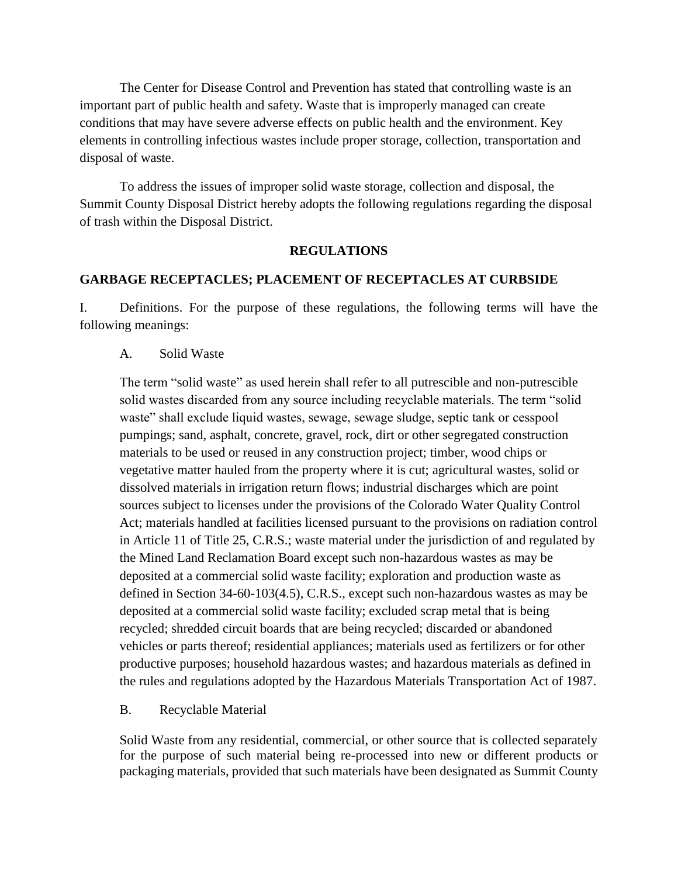The Center for Disease Control and Prevention has stated that controlling waste is an important part of public health and safety. Waste that is improperly managed can create conditions that may have severe adverse effects on public health and the environment. Key elements in controlling infectious wastes include proper storage, collection, transportation and disposal of waste.

To address the issues of improper solid waste storage, collection and disposal, the Summit County Disposal District hereby adopts the following regulations regarding the disposal of trash within the Disposal District.

## REGULATIONS

### GARBAGE RECEPTACLES; PLACEMENT OF RECEPTACLES AT CURBSIDE

I. Definitions. For the purpose of these regulations, the following terms will have the following meanings:

A. Solid Waste

The term "solid waste" as used herein shall refer to all putrescible and non-putrescible solid wastes discarded from any source including recyclable materials. The term "solid waste" shall exclude liquid wastes, sewage, sewage sludge, septic tank or cesspool pumpings; sand, asphalt, concrete, gravel, rock, dirt or other segregated construction materials to be used or reused in any construction project; timber, wood chips or vegetative matter hauled from the property where it is cut; agricultural wastes, solid or dissolved materials in irrigation return flows; industrial discharges which are point sources subject to licenses under the provisions of the Colorado Water Quality Control Act; materials handled at facilities licensed pursuant to the provisions on radiation control in Article 11 of Title 25, C.R.S.; waste material under the jurisdiction of and regulated by the Mined Land Reclamation Board except such non-hazardous wastes as may be deposited at a commercial solid waste facility; exploration and production waste as defined in Section 34-60-103(4.5), C.R.S., except such non-hazardous wastes as may be deposited at a commercial solid waste facility; excluded scrap metal that is being recycled; shredded circuit boards that are being recycled; discarded or abandoned vehicles or parts thereof; residential appliances; materials used as fertilizers or for other productive purposes; household hazardous wastes; and hazardous materials as defined in the rules and regulations adopted by the Hazardous Materials Transportation Act of 1987.

B. Recyclable Material

Solid Waste from any residential, commercial, or other source that is collected separately for the purpose of such material being re-processed into new or different products or packaging materials, provided that such materials have been designated as Summit County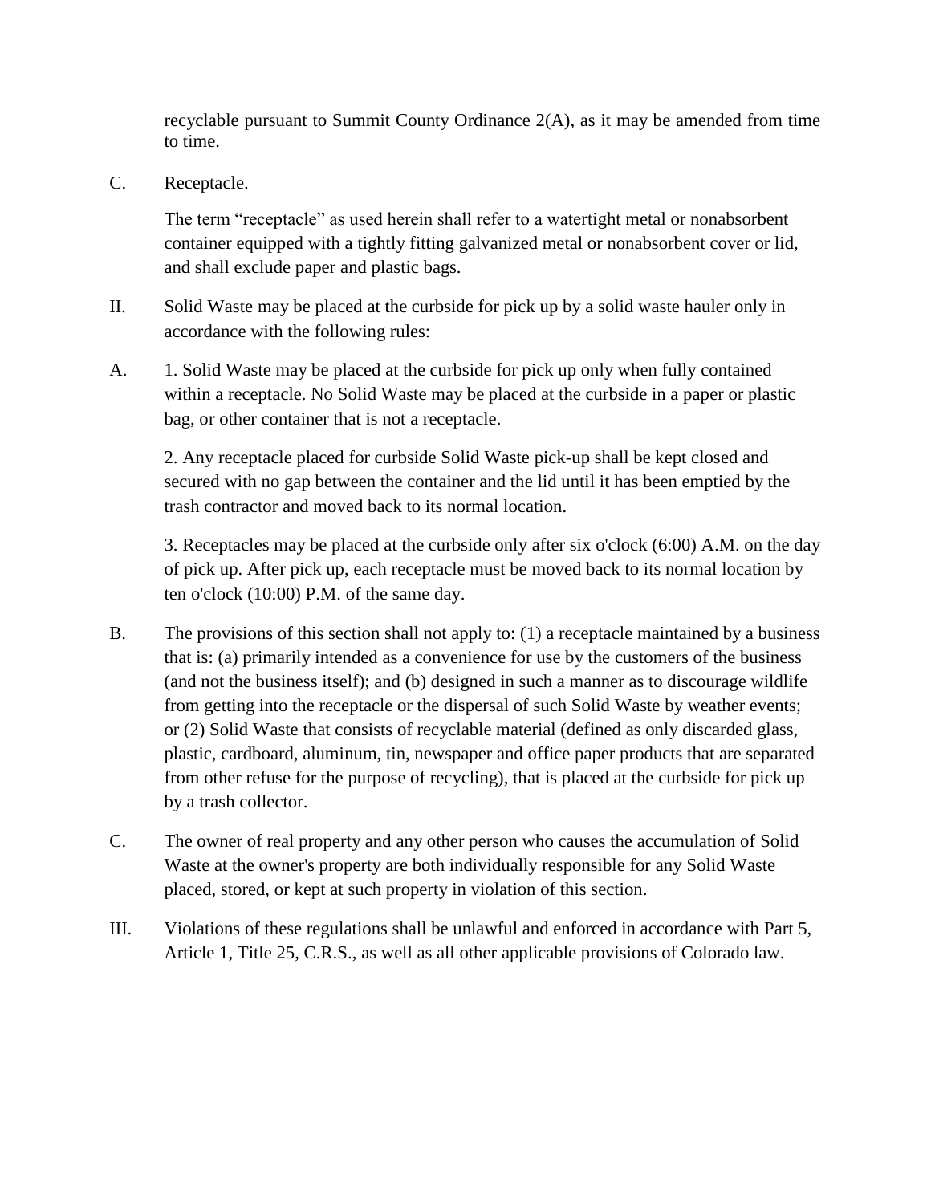recyclable pursuant to Summit County Ordinance 2(A), as it may be amended from time to time.

C. Receptacle.

The term "receptacle" as used herein shall refer to a watertight metal or nonabsorbent container equipped with a tightly fitting galvanized metal or nonabsorbent cover or lid, and shall exclude paper and plastic bags.

II. Solid Waste may be placed at the curbside for pick up by a solid waste hauler only in accordance with the following rules:

A. 1. Solid Waste may be placed at the curbside for pick up only when fully contained within a receptacle. No Solid Waste may be placed at the curbside in a paper or plastic bag, or other container that is not a receptacle.

2. Any receptacle placed for curbside Solid Waste pick-up shall be kept closed and secured with no gap between the container and the lid until it has been emptied by the trash contractor and moved back to its normal location.

3. Receptacles may be placed at the curbside only after six o'clock (6:00) A.M. on the day of pick up. After pick up, each receptacle must be moved back to its normal location by ten o'clock (10:00) P.M. of the same day.

B. The provisions of this section shall not apply to: (1) a receptacle maintained by a business that is: (a) primarily intended as a convenience for use by the customers of the business (and not the business itself); and (b) designed in such a manner as to discourage wildlife from getting into the receptacle or the dispersal of such Solid Waste by weather events; or (2) Solid Waste that consists of recyclable material (defined as only discarded glass, plastic, cardboard, aluminum, tin, newspaper and office paper products that are separated from other refuse for the purpose of recycling), that is placed at the curbside for pick up by a trash collector.

C. The owner of real property and any other person who causes the accumulation of Solid Waste at the owner's property are both individually responsible for any Solid Waste placed, stored, or kept at such property in violation of this section.

III. Violations of these regulations shall be unlawful and enforced in accordance with Part 5, Article 1, Title 25, C.R.S., as well as all other applicable provisions of Colorado law.